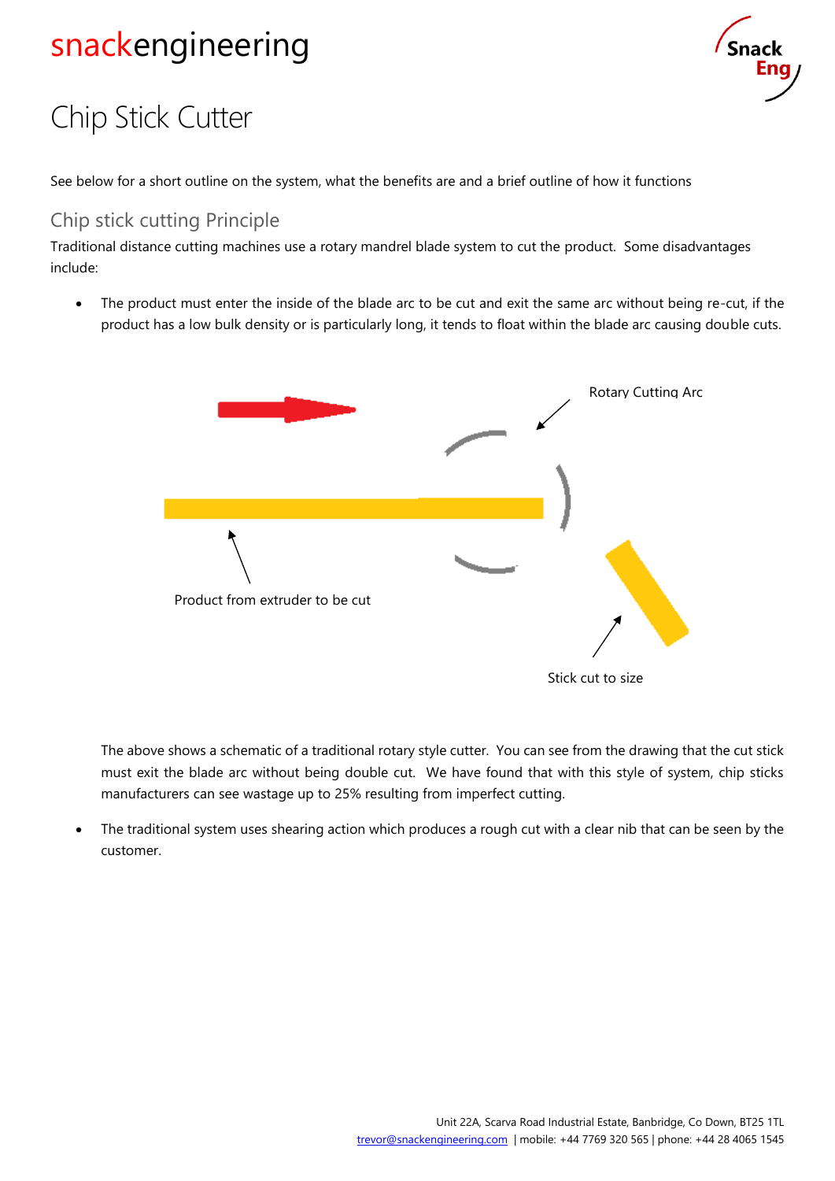# snackengineering

# Chip Stick Cutter

See below for a short outline on the system, what the benefits are and a brief outline of how it functions

## Chip stick cutting Principle

Traditional distance cutting machines use a rotary mandrel blade system to cut the product. Some disadvantages include:

- The product must enter the inside of the blade arc to be cut and exit the same arc without being re-cut, if the product has a low bulk density or is particularly long, it tends to float within the blade arc causing double cuts.

  Rotary Cutting Arc

  Product from extruder to be cut

  Stick cut to size

  The above shows a schematic of a traditional rotary style cutter. You can see from the drawing that the cut stick must exit the blade arc without being double cut. We have found that with this style of system, chip sticks manufacturers can see wastage up to 25% resulting from imperfect cutting.

- The traditional system uses shearing action which produces a rough cut with a clear nib that can be seen by the customer.

Unit 22A, Scarva Road Industrial Estate, Banbridge, Co Down, BT25 1TL
trevor@snackengineering.com | mobile: +44 7769 320 565 | phone: +44 28 4065 1545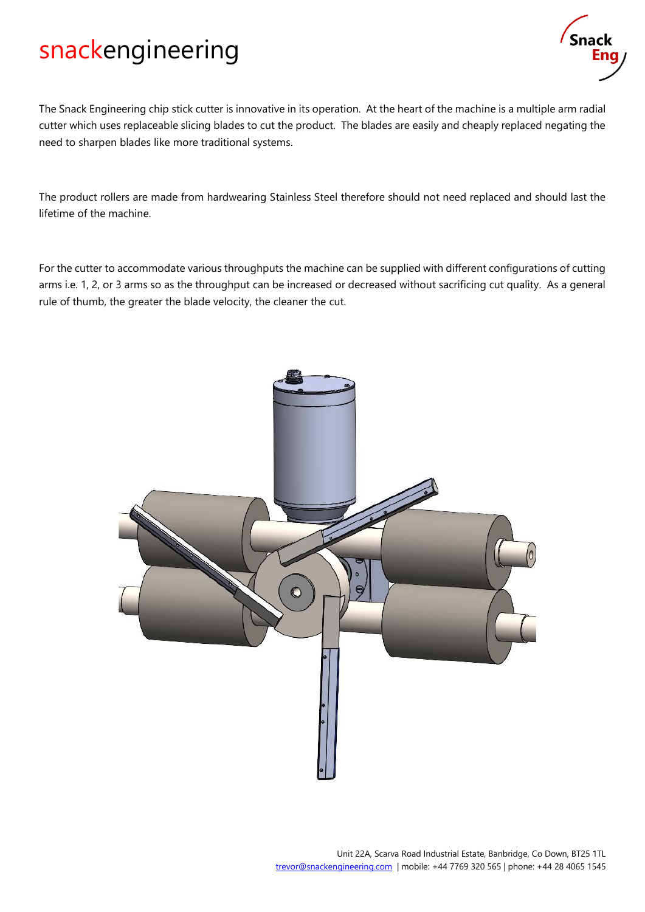The Snack Engineering chip stick cutter is innovative in its operation. At the heart of the machine is a multiple arm radial cutter which uses replaceable slicing blades to cut the product. The blades are easily and cheaply replaced negating the need to sharpen blades like more traditional systems.

The product rollers are made from hardwearing Stainless Steel therefore should not need replaced and should last the lifetime of the machine.

For the cutter to accommodate various throughputs the machine can be supplied with different configurations of cutting arms i.e. 1, 2, or 3 arms so as the throughput can be increased or decreased without sacrificing cut quality. As a general rule of thumb, the greater the blade velocity, the cleaner the cut.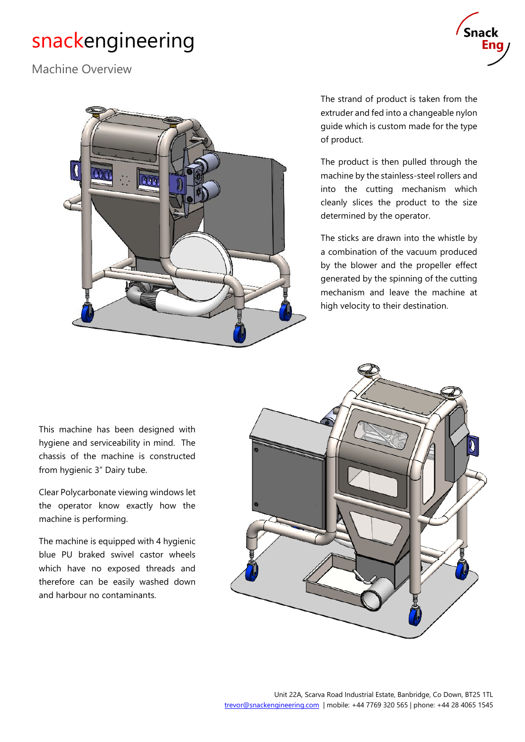# snackengineering

## Machine Overview

The strand of product is taken from the extruder and fed into a changeable nylon guide which is custom made for the type of product.

The product is then pulled through the machine by the stainless-steel rollers and into the cutting mechanism which cleanly slices the product to the size determined by the operator.

The sticks are drawn into the whistle by a combination of the vacuum produced by the blower and the propeller effect generated by the spinning of the cutting mechanism and leave the machine at high velocity to their destination.

This machine has been designed with hygiene and serviceability in mind. The chassis of the machine is constructed from hygienic 3" Dairy tube.

Clear Polycarbonate viewing windows let the operator know exactly how the machine is performing.

The machine is equipped with 4 hygienic blue PU braked swivel castor wheels which have no exposed threads and therefore can be easily washed down and harbour no contaminants.

Unit 22A, Scarva Road Industrial Estate, Banbridge, Co Down, BT25 1TL
trevor@snackengineering.com | mobile: +44 7769 320 565 | phone: +44 28 4065 1545